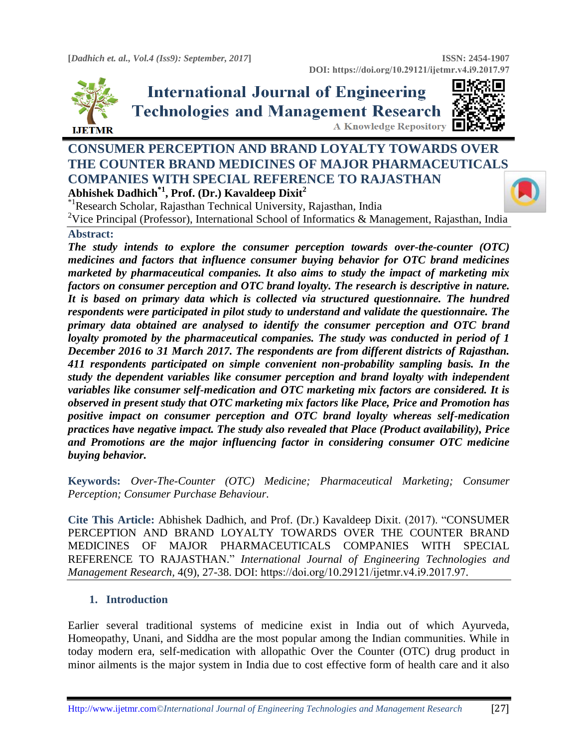# CONSUMER PERCEPTION AND BRAND LOYALTY TOWARDS OVER THE COUNTER BRAND MEDICINES OF MAJOR PHARMACEUTICALS COMPANIES WITH SPECIAL REFERENCE TO RAJASTHAN

**Abhishek Dadhich*[1], Prof. (Dr.) Kavaldeep Dixit[2]**

*[1]Research Scholar, Rajasthan Technical University, Rajasthan, India

[2]Vice Principal (Professor), International School of Informatics & Management, Rajasthan, India

**Abstract:**

***The study intends to explore the consumer perception towards over-the-counter (OTC) medicines and factors that influence consumer buying behavior for OTC brand medicines marketed by pharmaceutical companies. It also aims to study the impact of marketing mix factors on consumer perception and OTC brand loyalty. The research is descriptive in nature. It is based on primary data which is collected via structured questionnaire. The hundred respondents were participated in pilot study to understand and validate the questionnaire. The primary data obtained are analysed to identify the consumer perception and OTC brand loyalty promoted by the pharmaceutical companies. The study was conducted in period of 1 December 2016 to 31 March 2017. The respondents are from different districts of Rajasthan. 411 respondents participated on simple convenient non-probability sampling basis. In the study the dependent variables like consumer perception and brand loyalty with independent variables like consumer self-medication and OTC marketing mix factors are considered. It is observed in present study that OTC marketing mix factors like Place, Price and Promotion has positive impact on consumer perception and OTC brand loyalty whereas self-medication practices have negative impact. The study also revealed that Place (Product availability), Price and Promotions are the major influencing factor in considering consumer OTC medicine buying behavior.***

**Keywords:** *Over-The-Counter (OTC) Medicine; Pharmaceutical Marketing; Consumer Perception; Consumer Purchase Behaviour.*

**Cite This Article:** Abhishek Dadhich, and Prof. (Dr.) Kavaldeep Dixit. (2017). "CONSUMER PERCEPTION AND BRAND LOYALTY TOWARDS OVER THE COUNTER BRAND MEDICINES OF MAJOR PHARMACEUTICALS COMPANIES WITH SPECIAL REFERENCE TO RAJASTHAN." *International Journal of Engineering Technologies and Management Research,* 4(9), 27-38. DOI: https://doi.org/10.29121/ijetmr.v4.i9.2017.97.

## 1. Introduction

Earlier several traditional systems of medicine exist in India out of which Ayurveda, Homeopathy, Unani, and Siddha are the most popular among the Indian communities. While in today modern era, self-medication with allopathic Over the Counter (OTC) drug product in minor ailments is the major system in India due to cost effective form of health care and it also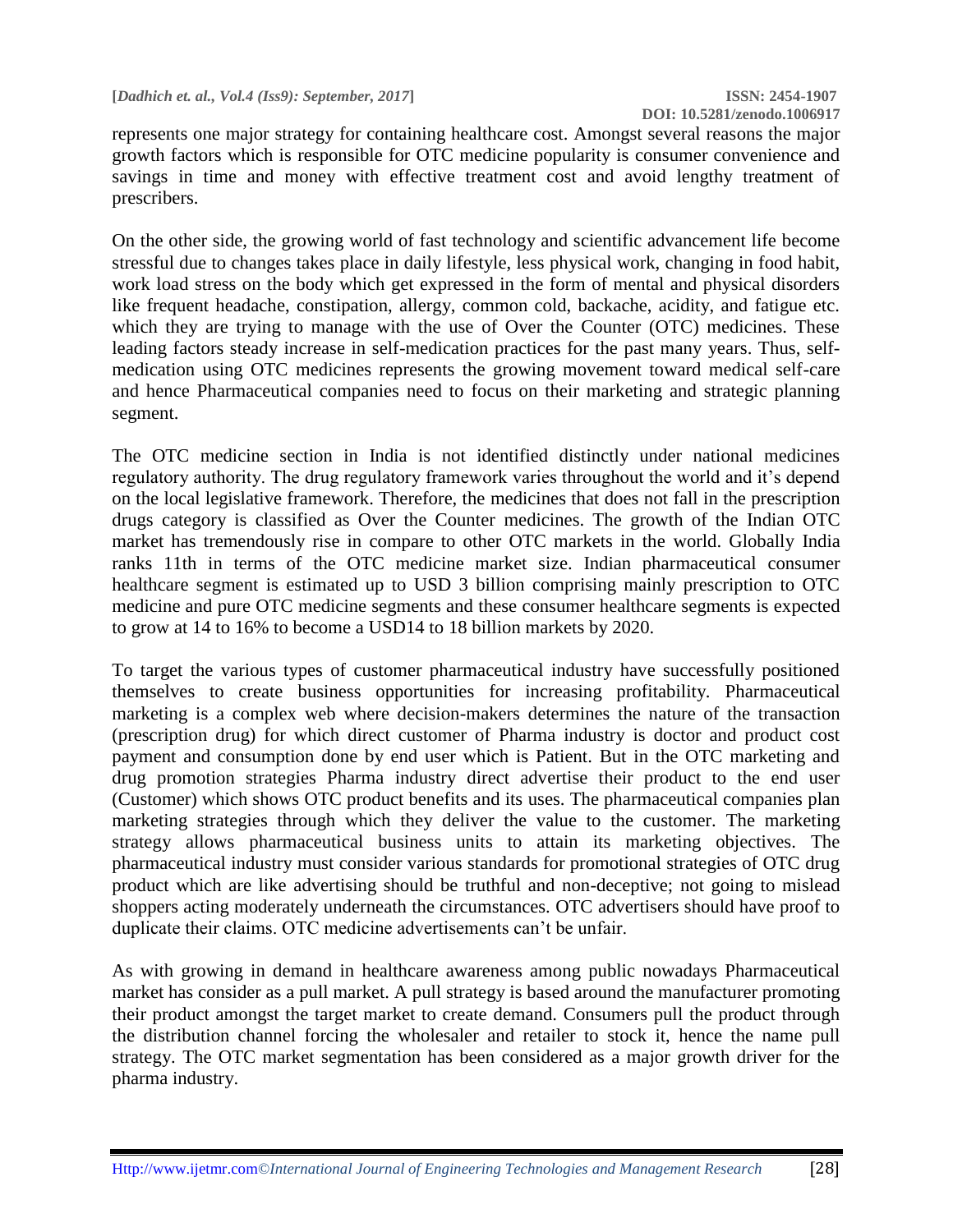represents one major strategy for containing healthcare cost. Amongst several reasons the major growth factors which is responsible for OTC medicine popularity is consumer convenience and savings in time and money with effective treatment cost and avoid lengthy treatment of prescribers.

On the other side, the growing world of fast technology and scientific advancement life become stressful due to changes takes place in daily lifestyle, less physical work, changing in food habit, work load stress on the body which get expressed in the form of mental and physical disorders like frequent headache, constipation, allergy, common cold, backache, acidity, and fatigue etc. which they are trying to manage with the use of Over the Counter (OTC) medicines. These leading factors steady increase in self-medication practices for the past many years. Thus, self-medication using OTC medicines represents the growing movement toward medical self-care and hence Pharmaceutical companies need to focus on their marketing and strategic planning segment.

The OTC medicine section in India is not identified distinctly under national medicines regulatory authority. The drug regulatory framework varies throughout the world and it's depend on the local legislative framework. Therefore, the medicines that does not fall in the prescription drugs category is classified as Over the Counter medicines. The growth of the Indian OTC market has tremendously rise in compare to other OTC markets in the world. Globally India ranks 11th in terms of the OTC medicine market size. Indian pharmaceutical consumer healthcare segment is estimated up to USD 3 billion comprising mainly prescription to OTC medicine and pure OTC medicine segments and these consumer healthcare segments is expected to grow at 14 to 16% to become a USD14 to 18 billion markets by 2020.

To target the various types of customer pharmaceutical industry have successfully positioned themselves to create business opportunities for increasing profitability. Pharmaceutical marketing is a complex web where decision-makers determines the nature of the transaction (prescription drug) for which direct customer of Pharma industry is doctor and product cost payment and consumption done by end user which is Patient. But in the OTC marketing and drug promotion strategies Pharma industry direct advertise their product to the end user (Customer) which shows OTC product benefits and its uses. The pharmaceutical companies plan marketing strategies through which they deliver the value to the customer. The marketing strategy allows pharmaceutical business units to attain its marketing objectives. The pharmaceutical industry must consider various standards for promotional strategies of OTC drug product which are like advertising should be truthful and non-deceptive; not going to mislead shoppers acting moderately underneath the circumstances. OTC advertisers should have proof to duplicate their claims. OTC medicine advertisements can't be unfair.

As with growing in demand in healthcare awareness among public nowadays Pharmaceutical market has consider as a pull market. A pull strategy is based around the manufacturer promoting their product amongst the target market to create demand. Consumers pull the product through the distribution channel forcing the wholesaler and retailer to stock it, hence the name pull strategy. The OTC market segmentation has been considered as a major growth driver for the pharma industry.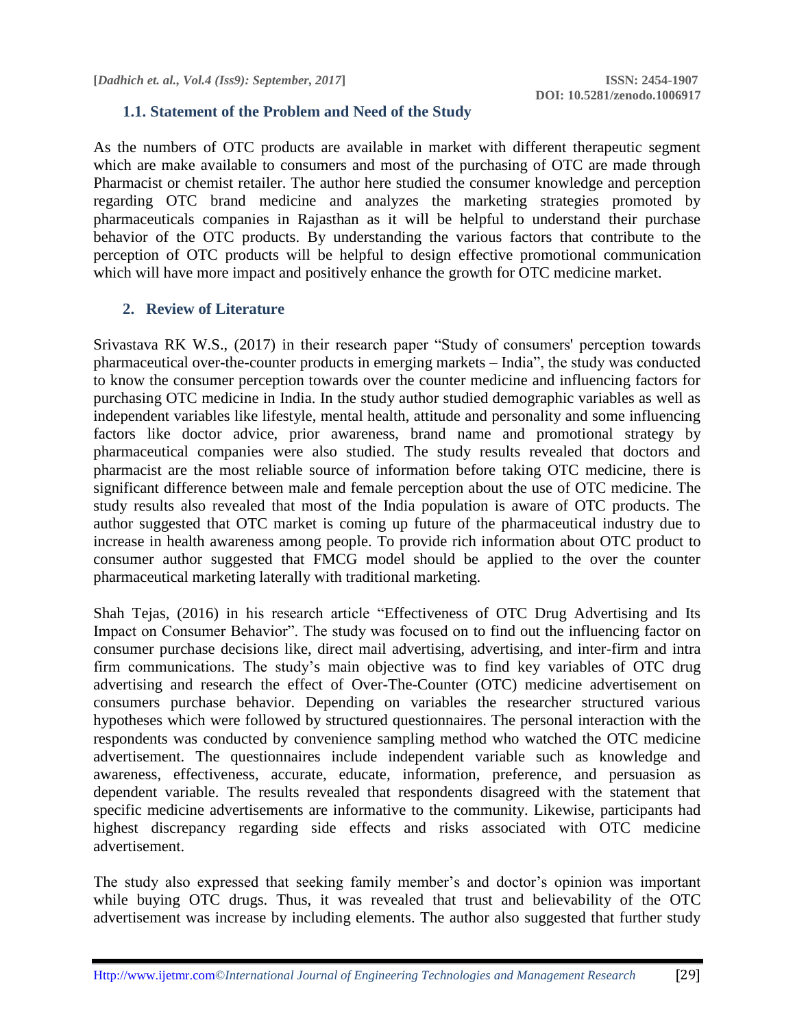### 1.1. Statement of the Problem and Need of the Study

As the numbers of OTC products are available in market with different therapeutic segment which are make available to consumers and most of the purchasing of OTC are made through Pharmacist or chemist retailer. The author here studied the consumer knowledge and perception regarding OTC brand medicine and analyzes the marketing strategies promoted by pharmaceuticals companies in Rajasthan as it will be helpful to understand their purchase behavior of the OTC products. By understanding the various factors that contribute to the perception of OTC products will be helpful to design effective promotional communication which will have more impact and positively enhance the growth for OTC medicine market.

## 2. Review of Literature

Srivastava RK W.S., (2017) in their research paper "Study of consumers' perception towards pharmaceutical over-the-counter products in emerging markets – India", the study was conducted to know the consumer perception towards over the counter medicine and influencing factors for purchasing OTC medicine in India. In the study author studied demographic variables as well as independent variables like lifestyle, mental health, attitude and personality and some influencing factors like doctor advice, prior awareness, brand name and promotional strategy by pharmaceutical companies were also studied. The study results revealed that doctors and pharmacist are the most reliable source of information before taking OTC medicine, there is significant difference between male and female perception about the use of OTC medicine. The study results also revealed that most of the India population is aware of OTC products. The author suggested that OTC market is coming up future of the pharmaceutical industry due to increase in health awareness among people. To provide rich information about OTC product to consumer author suggested that FMCG model should be applied to the over the counter pharmaceutical marketing laterally with traditional marketing.

Shah Tejas, (2016) in his research article "Effectiveness of OTC Drug Advertising and Its Impact on Consumer Behavior". The study was focused on to find out the influencing factor on consumer purchase decisions like, direct mail advertising, advertising, and inter-firm and intra firm communications. The study's main objective was to find key variables of OTC drug advertising and research the effect of Over-The-Counter (OTC) medicine advertisement on consumers purchase behavior. Depending on variables the researcher structured various hypotheses which were followed by structured questionnaires. The personal interaction with the respondents was conducted by convenience sampling method who watched the OTC medicine advertisement. The questionnaires include independent variable such as knowledge and awareness, effectiveness, accurate, educate, information, preference, and persuasion as dependent variable. The results revealed that respondents disagreed with the statement that specific medicine advertisements are informative to the community. Likewise, participants had highest discrepancy regarding side effects and risks associated with OTC medicine advertisement.

The study also expressed that seeking family member's and doctor's opinion was important while buying OTC drugs. Thus, it was revealed that trust and believability of the OTC advertisement was increase by including elements. The author also suggested that further study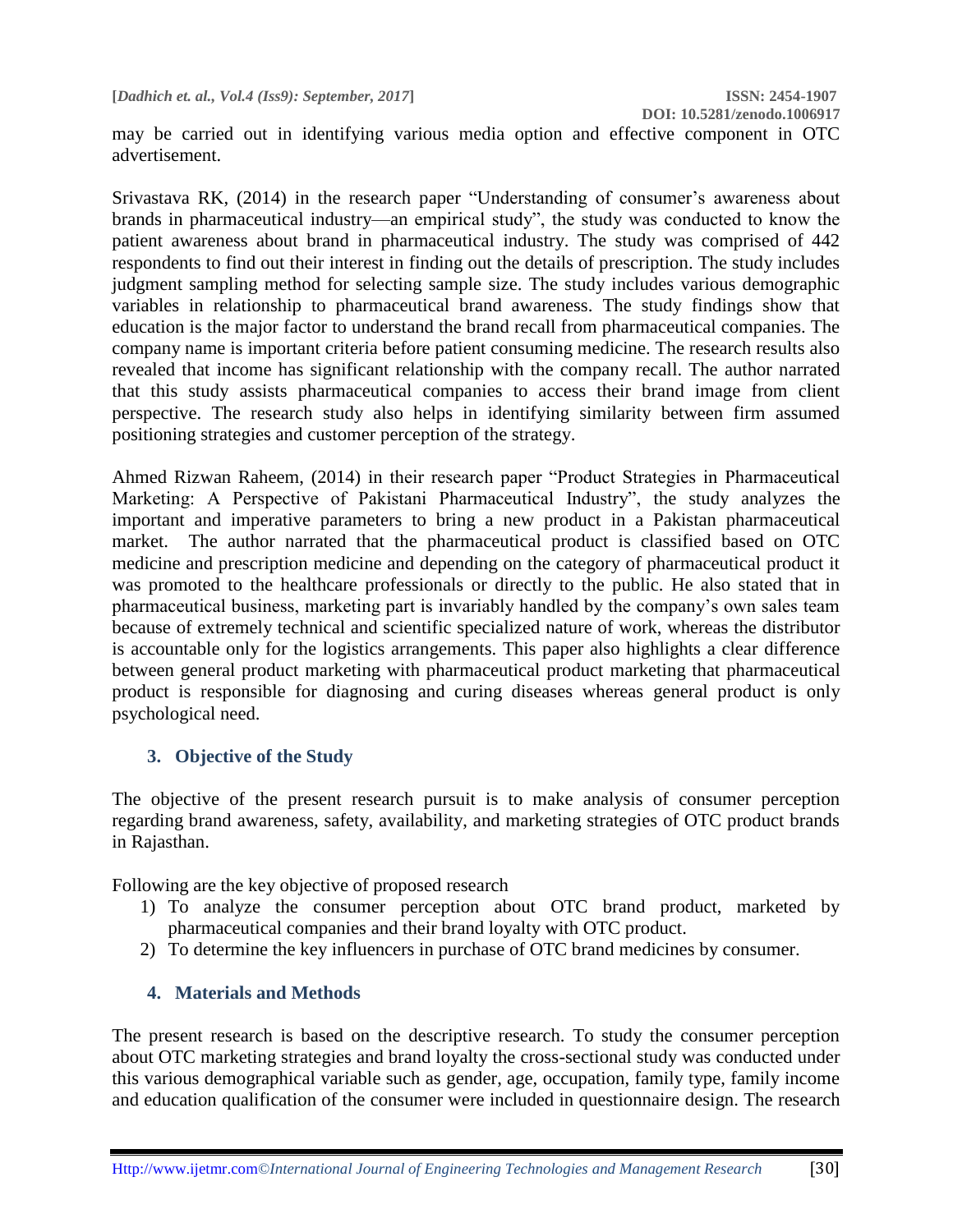may be carried out in identifying various media option and effective component in OTC advertisement.

Srivastava RK, (2014) in the research paper "Understanding of consumer's awareness about brands in pharmaceutical industry—an empirical study", the study was conducted to know the patient awareness about brand in pharmaceutical industry. The study was comprised of 442 respondents to find out their interest in finding out the details of prescription. The study includes judgment sampling method for selecting sample size. The study includes various demographic variables in relationship to pharmaceutical brand awareness. The study findings show that education is the major factor to understand the brand recall from pharmaceutical companies. The company name is important criteria before patient consuming medicine. The research results also revealed that income has significant relationship with the company recall. The author narrated that this study assists pharmaceutical companies to access their brand image from client perspective. The research study also helps in identifying similarity between firm assumed positioning strategies and customer perception of the strategy.

Ahmed Rizwan Raheem, (2014) in their research paper "Product Strategies in Pharmaceutical Marketing: A Perspective of Pakistani Pharmaceutical Industry", the study analyzes the important and imperative parameters to bring a new product in a Pakistan pharmaceutical market. The author narrated that the pharmaceutical product is classified based on OTC medicine and prescription medicine and depending on the category of pharmaceutical product it was promoted to the healthcare professionals or directly to the public. He also stated that in pharmaceutical business, marketing part is invariably handled by the company's own sales team because of extremely technical and scientific specialized nature of work, whereas the distributor is accountable only for the logistics arrangements. This paper also highlights a clear difference between general product marketing with pharmaceutical product marketing that pharmaceutical product is responsible for diagnosing and curing diseases whereas general product is only psychological need.

## 3. Objective of the Study

The objective of the present research pursuit is to make analysis of consumer perception regarding brand awareness, safety, availability, and marketing strategies of OTC product brands in Rajasthan.

Following are the key objective of proposed research

1) To analyze the consumer perception about OTC brand product, marketed by pharmaceutical companies and their brand loyalty with OTC product.
2) To determine the key influencers in purchase of OTC brand medicines by consumer.

## 4. Materials and Methods

The present research is based on the descriptive research. To study the consumer perception about OTC marketing strategies and brand loyalty the cross-sectional study was conducted under this various demographical variable such as gender, age, occupation, family type, family income and education qualification of the consumer were included in questionnaire design. The research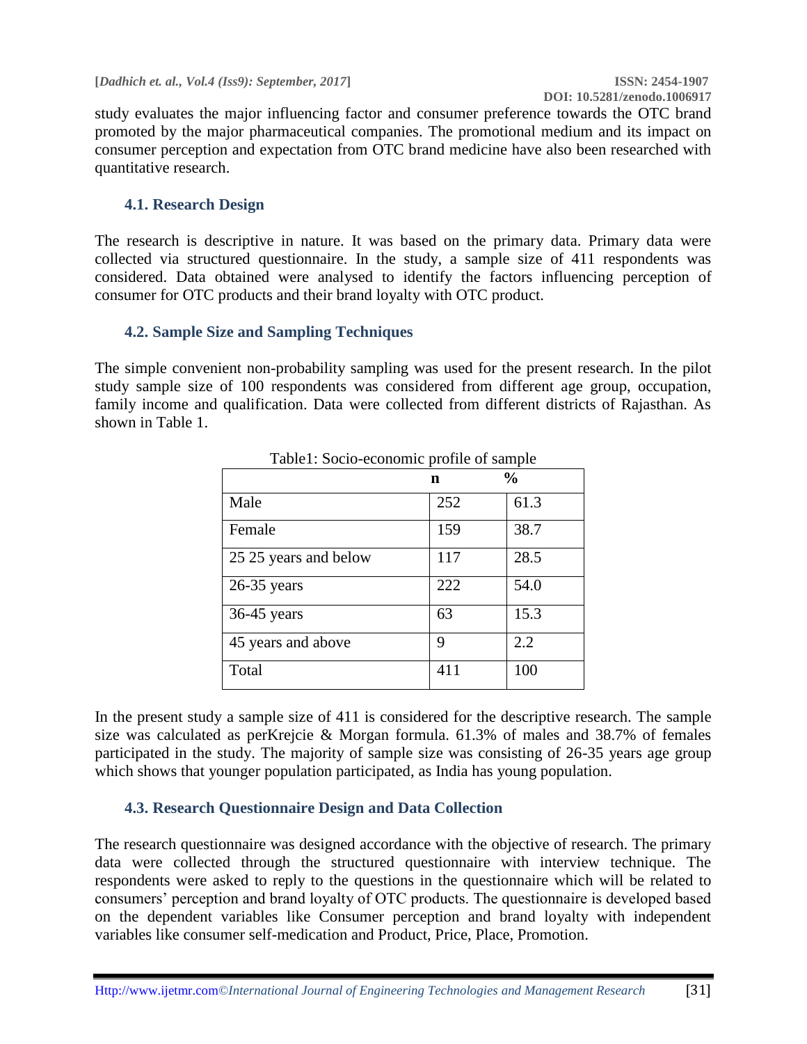study evaluates the major influencing factor and consumer preference towards the OTC brand promoted by the major pharmaceutical companies. The promotional medium and its impact on consumer perception and expectation from OTC brand medicine have also been researched with quantitative research.

### 4.1. Research Design

The research is descriptive in nature. It was based on the primary data. Primary data were collected via structured questionnaire. In the study, a sample size of 411 respondents was considered. Data obtained were analysed to identify the factors influencing perception of consumer for OTC products and their brand loyalty with OTC product.

### 4.2. Sample Size and Sampling Techniques

The simple convenient non-probability sampling was used for the present research. In the pilot study sample size of 100 respondents was considered from different age group, occupation, family income and qualification. Data were collected from different districts of Rajasthan. As shown in Table 1.

Table1: Socio-economic profile of sample

| | **n** | **%** |
|---|---|---|
| Male | 252 | 61.3 |
| Female | 159 | 38.7 |
| 25 25 years and below | 117 | 28.5 |
| 26-35 years | 222 | 54.0 |
| 36-45 years | 63 | 15.3 |
| 45 years and above | 9 | 2.2 |
| Total | 411 | 100 |

In the present study a sample size of 411 is considered for the descriptive research. The sample size was calculated as perKrejcie & Morgan formula. 61.3% of males and 38.7% of females participated in the study. The majority of sample size was consisting of 26-35 years age group which shows that younger population participated, as India has young population.

### 4.3. Research Questionnaire Design and Data Collection

The research questionnaire was designed accordance with the objective of research. The primary data were collected through the structured questionnaire with interview technique. The respondents were asked to reply to the questions in the questionnaire which will be related to consumers' perception and brand loyalty of OTC products. The questionnaire is developed based on the dependent variables like Consumer perception and brand loyalty with independent variables like consumer self-medication and Product, Price, Place, Promotion.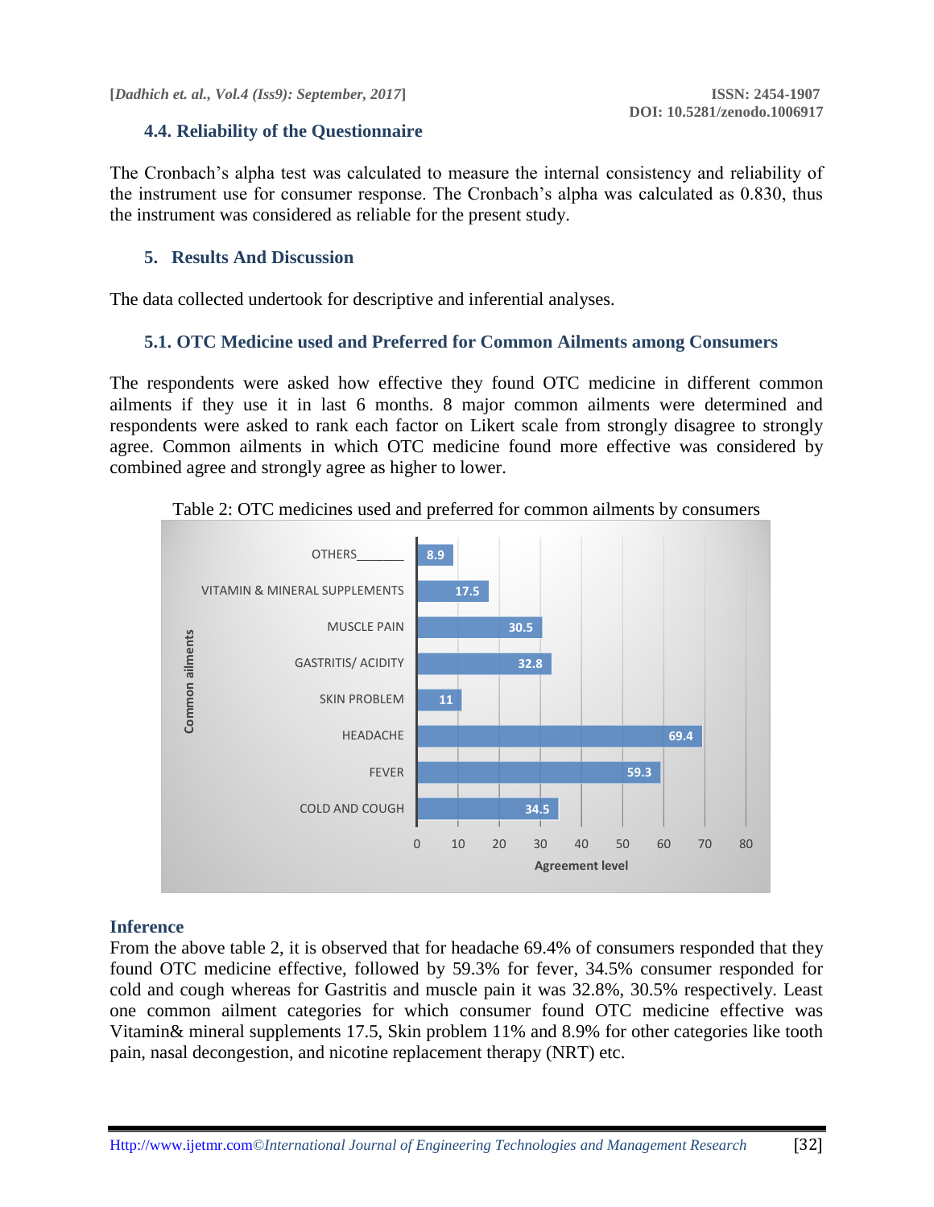### 4.4. Reliability of the Questionnaire

The Cronbach's alpha test was calculated to measure the internal consistency and reliability of the instrument use for consumer response. The Cronbach's alpha was calculated as 0.830, thus the instrument was considered as reliable for the present study.

## 5. Results And Discussion

The data collected undertook for descriptive and inferential analyses.

### 5.1. OTC Medicine used and Preferred for Common Ailments among Consumers

The respondents were asked how effective they found OTC medicine in different common ailments if they use it in last 6 months. 8 major common ailments were determined and respondents were asked to rank each factor on Likert scale from strongly disagree to strongly agree. Common ailments in which OTC medicine found more effective was considered by combined agree and strongly agree as higher to lower.

Table 2: OTC medicines used and preferred for common ailments by consumers

| Common ailments | Agreement level |
|---|---|
| OTHERS_______ | 8.9 |
| VITAMIN & MINERAL SUPPLEMENTS | 17.5 |
| MUSCLE PAIN | 30.5 |
| GASTRITIS/ ACIDITY | 32.8 |
| SKIN PROBLEM | 11 |
| HEADACHE | 69.4 |
| FEVER | 59.3 |
| COLD AND COUGH | 34.5 |

**Inference**

From the above table 2, it is observed that for headache 69.4% of consumers responded that they found OTC medicine effective, followed by 59.3% for fever, 34.5% consumer responded for cold and cough whereas for Gastritis and muscle pain it was 32.8%, 30.5% respectively. Least one common ailment categories for which consumer found OTC medicine effective was Vitamin& mineral supplements 17.5, Skin problem 11% and 8.9% for other categories like tooth pain, nasal decongestion, and nicotine replacement therapy (NRT) etc.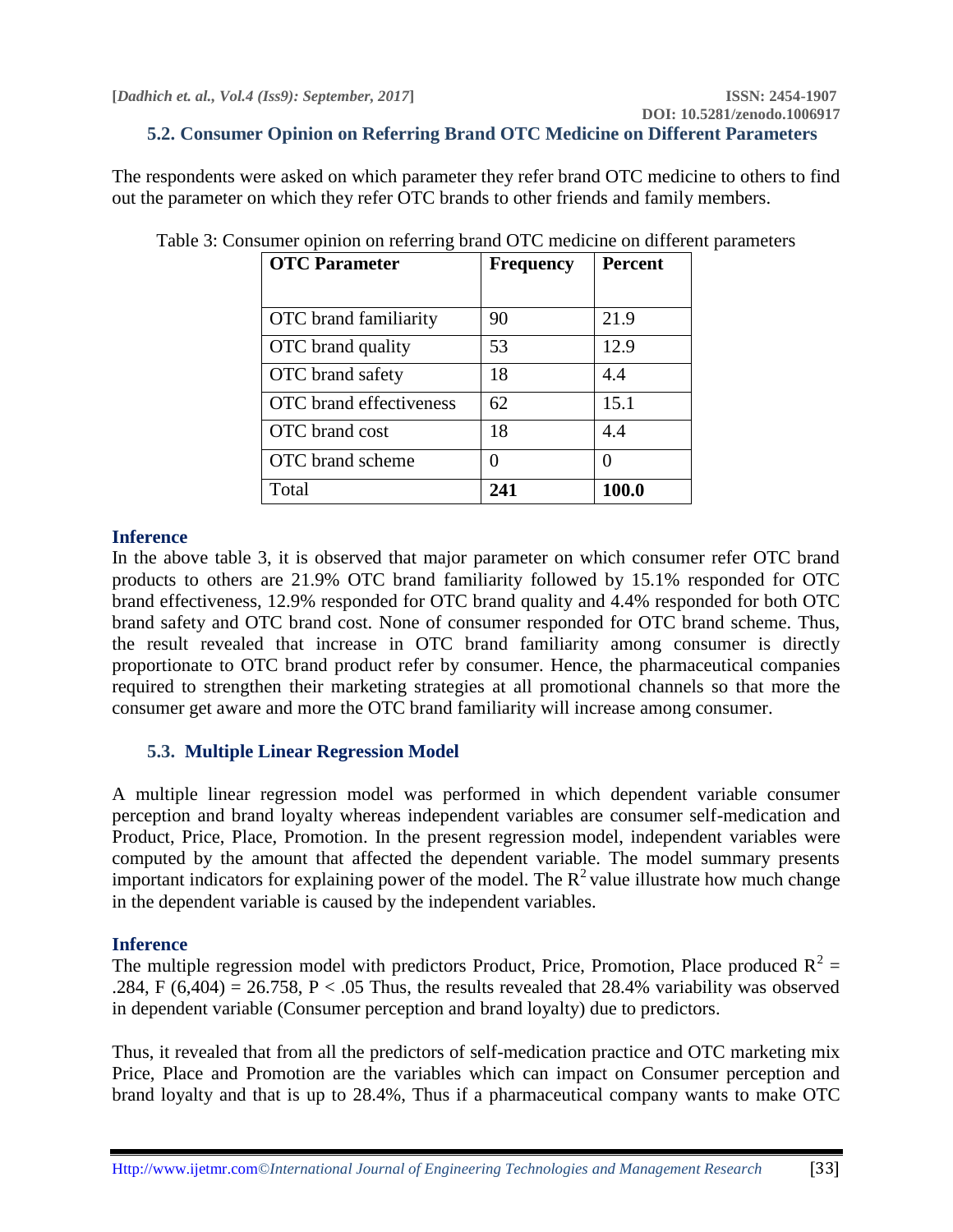### 5.2. Consumer Opinion on Referring Brand OTC Medicine on Different Parameters

The respondents were asked on which parameter they refer brand OTC medicine to others to find out the parameter on which they refer OTC brands to other friends and family members.

Table 3: Consumer opinion on referring brand OTC medicine on different parameters

| OTC Parameter | Frequency | Percent |
|---|---|---|
| OTC brand familiarity | 90 | 21.9 |
| OTC brand quality | 53 | 12.9 |
| OTC brand safety | 18 | 4.4 |
| OTC brand effectiveness | 62 | 15.1 |
| OTC brand cost | 18 | 4.4 |
| OTC brand scheme | 0 | 0 |
| Total | **241** | **100.0** |

**Inference**

In the above table 3, it is observed that major parameter on which consumer refer OTC brand products to others are 21.9% OTC brand familiarity followed by 15.1% responded for OTC brand effectiveness, 12.9% responded for OTC brand quality and 4.4% responded for both OTC brand safety and OTC brand cost. None of consumer responded for OTC brand scheme. Thus, the result revealed that increase in OTC brand familiarity among consumer is directly proportionate to OTC brand product refer by consumer. Hence, the pharmaceutical companies required to strengthen their marketing strategies at all promotional channels so that more the consumer get aware and more the OTC brand familiarity will increase among consumer.

### 5.3. Multiple Linear Regression Model

A multiple linear regression model was performed in which dependent variable consumer perception and brand loyalty whereas independent variables are consumer self-medication and Product, Price, Place, Promotion. In the present regression model, independent variables were computed by the amount that affected the dependent variable. The model summary presents important indicators for explaining power of the model. The $R^2$ value illustrate how much change in the dependent variable is caused by the independent variables.

**Inference**

The multiple regression model with predictors Product, Price, Promotion, Place produced $R^2 = .284$, $F(6,404) = 26.758$, $P < .05$ Thus, the results revealed that 28.4% variability was observed in dependent variable (Consumer perception and brand loyalty) due to predictors.

Thus, it revealed that from all the predictors of self-medication practice and OTC marketing mix Price, Place and Promotion are the variables which can impact on Consumer perception and brand loyalty and that is up to 28.4%, Thus if a pharmaceutical company wants to make OTC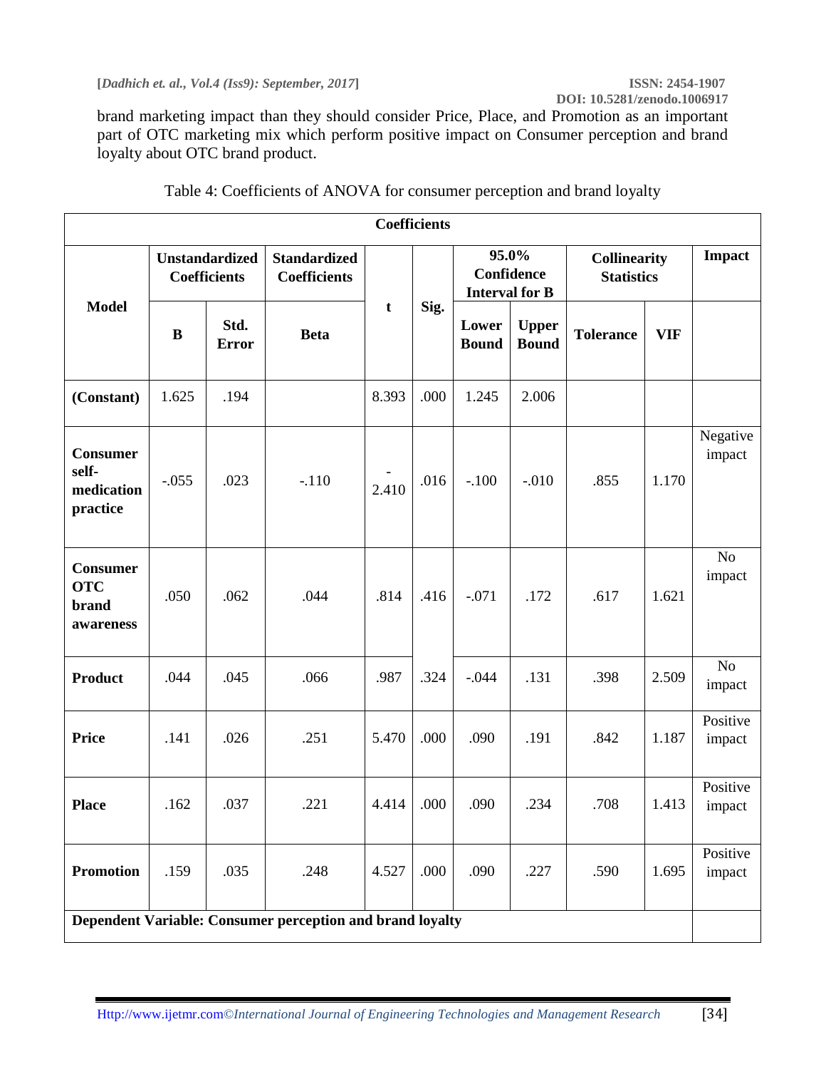brand marketing impact than they should consider Price, Place, and Promotion as an important part of OTC marketing mix which perform positive impact on Consumer perception and brand loyalty about OTC brand product.

Table 4: Coefficients of ANOVA for consumer perception and brand loyalty

| Coefficients | | | | | | | | | | |
|---|---|---|---|---|---|---|---|---|---|---|
| **Model** | **Unstandardized Coefficients** | | **Standardized Coefficients** | **t** | **Sig.** | **95.0% Confidence Interval for B** | | **Collinearity Statistics** | | **Impact** |
| | **B** | **Std. Error** | **Beta** | | | **Lower Bound** | **Upper Bound** | **Tolerance** | **VIF** | |
| **(Constant)** | 1.625 | .194 | | 8.393 | .000 | 1.245 | 2.006 | | | |
| **Consumer self-medication practice** | -.055 | .023 | -.110 | -2.410 | .016 | -.100 | -.010 | .855 | 1.170 | Negative impact |
| **Consumer OTC brand awareness** | .050 | .062 | .044 | .814 | .416 | -.071 | .172 | .617 | 1.621 | No impact |
| **Product** | .044 | .045 | .066 | .987 | .324 | -.044 | .131 | .398 | 2.509 | No impact |
| **Price** | .141 | .026 | .251 | 5.470 | .000 | .090 | .191 | .842 | 1.187 | Positive impact |
| **Place** | .162 | .037 | .221 | 4.414 | .000 | .090 | .234 | .708 | 1.413 | Positive impact |
| **Promotion** | .159 | .035 | .248 | 4.527 | .000 | .090 | .227 | .590 | 1.695 | Positive impact |
| **Dependent Variable: Consumer perception and brand loyalty** | | | | | | | | | | |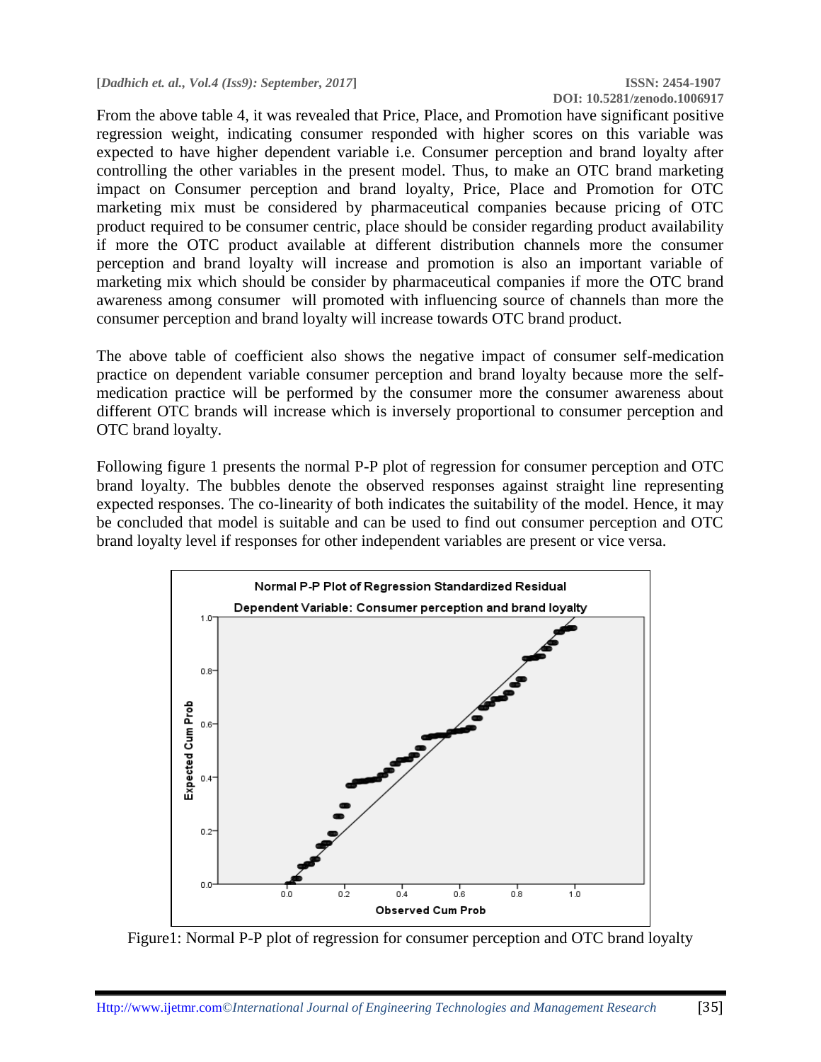From the above table 4, it was revealed that Price, Place, and Promotion have significant positive regression weight, indicating consumer responded with higher scores on this variable was expected to have higher dependent variable i.e. Consumer perception and brand loyalty after controlling the other variables in the present model. Thus, to make an OTC brand marketing impact on Consumer perception and brand loyalty, Price, Place and Promotion for OTC marketing mix must be considered by pharmaceutical companies because pricing of OTC product required to be consumer centric, place should be consider regarding product availability if more the OTC product available at different distribution channels more the consumer perception and brand loyalty will increase and promotion is also an important variable of marketing mix which should be consider by pharmaceutical companies if more the OTC brand awareness among consumer will promoted with influencing source of channels than more the consumer perception and brand loyalty will increase towards OTC brand product.

The above table of coefficient also shows the negative impact of consumer self-medication practice on dependent variable consumer perception and brand loyalty because more the self-medication practice will be performed by the consumer more the consumer awareness about different OTC brands will increase which is inversely proportional to consumer perception and OTC brand loyalty.

Following figure 1 presents the normal P-P plot of regression for consumer perception and OTC brand loyalty. The bubbles denote the observed responses against straight line representing expected responses. The co-linearity of both indicates the suitability of the model. Hence, it may be concluded that model is suitable and can be used to find out consumer perception and OTC brand loyalty level if responses for other independent variables are present or vice versa.

Figure1: Normal P-P plot of regression for consumer perception and OTC brand loyalty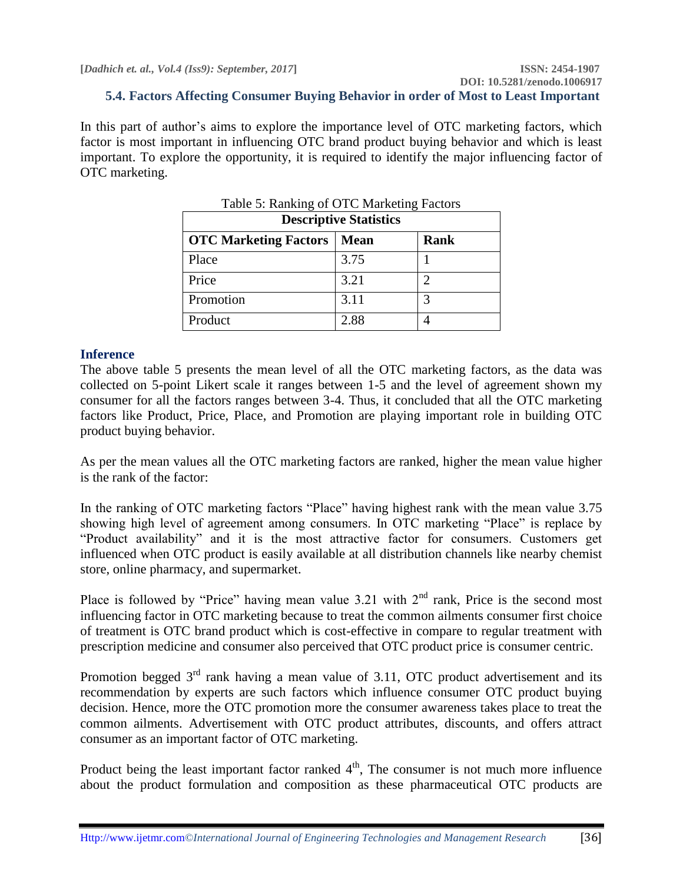### 5.4. Factors Affecting Consumer Buying Behavior in order of Most to Least Important

In this part of author's aims to explore the importance level of OTC marketing factors, which factor is most important in influencing OTC brand product buying behavior and which is least important. To explore the opportunity, it is required to identify the major influencing factor of OTC marketing.

Table 5: Ranking of OTC Marketing Factors

| Descriptive Statistics | | |
|---|---|---|
| **OTC Marketing Factors** | **Mean** | **Rank** |
| Place | 3.75 | 1 |
| Price | 3.21 | 2 |
| Promotion | 3.11 | 3 |
| Product | 2.88 | 4 |

#### Inference

The above table 5 presents the mean level of all the OTC marketing factors, as the data was collected on 5-point Likert scale it ranges between 1-5 and the level of agreement shown my consumer for all the factors ranges between 3-4. Thus, it concluded that all the OTC marketing factors like Product, Price, Place, and Promotion are playing important role in building OTC product buying behavior.

As per the mean values all the OTC marketing factors are ranked, higher the mean value higher is the rank of the factor:

In the ranking of OTC marketing factors "Place" having highest rank with the mean value 3.75 showing high level of agreement among consumers. In OTC marketing "Place" is replace by "Product availability" and it is the most attractive factor for consumers. Customers get influenced when OTC product is easily available at all distribution channels like nearby chemist store, online pharmacy, and supermarket.

Place is followed by "Price" having mean value 3.21 with 2nd rank, Price is the second most influencing factor in OTC marketing because to treat the common ailments consumer first choice of treatment is OTC brand product which is cost-effective in compare to regular treatment with prescription medicine and consumer also perceived that OTC product price is consumer centric.

Promotion begged 3rd rank having a mean value of 3.11, OTC product advertisement and its recommendation by experts are such factors which influence consumer OTC product buying decision. Hence, more the OTC promotion more the consumer awareness takes place to treat the common ailments. Advertisement with OTC product attributes, discounts, and offers attract consumer as an important factor of OTC marketing.

Product being the least important factor ranked 4th, The consumer is not much more influence about the product formulation and composition as these pharmaceutical OTC products are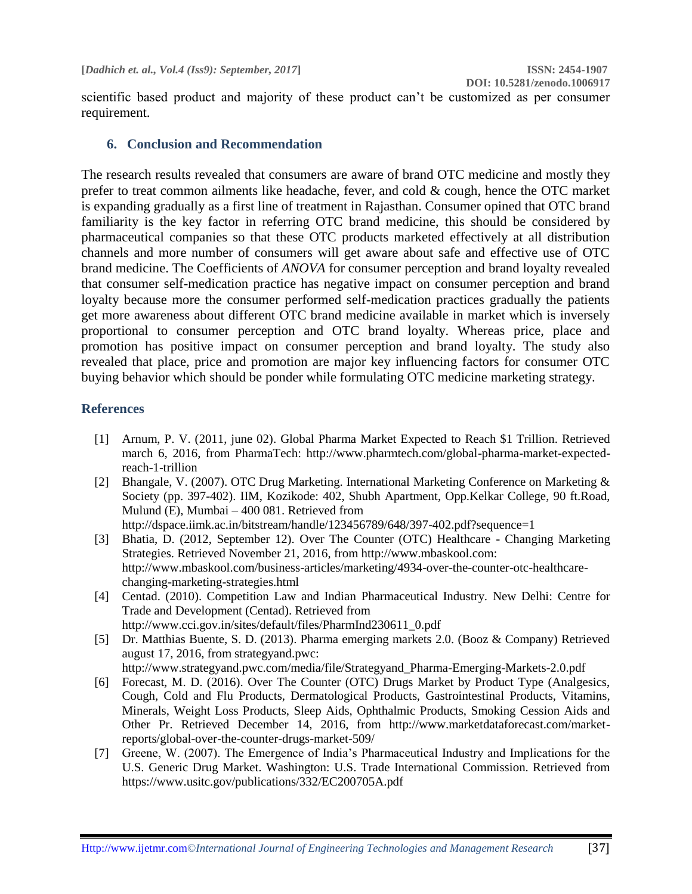scientific based product and majority of these product can't be customized as per consumer requirement.

## 6. Conclusion and Recommendation

The research results revealed that consumers are aware of brand OTC medicine and mostly they prefer to treat common ailments like headache, fever, and cold & cough, hence the OTC market is expanding gradually as a first line of treatment in Rajasthan. Consumer opined that OTC brand familiarity is the key factor in referring OTC brand medicine, this should be considered by pharmaceutical companies so that these OTC products marketed effectively at all distribution channels and more number of consumers will get aware about safe and effective use of OTC brand medicine. The Coefficients of *ANOVA* for consumer perception and brand loyalty revealed that consumer self-medication practice has negative impact on consumer perception and brand loyalty because more the consumer performed self-medication practices gradually the patients get more awareness about different OTC brand medicine available in market which is inversely proportional to consumer perception and OTC brand loyalty. Whereas price, place and promotion has positive impact on consumer perception and brand loyalty. The study also revealed that place, price and promotion are major key influencing factors for consumer OTC buying behavior which should be ponder while formulating OTC medicine marketing strategy.

## References

[1] Arnum, P. V. (2011, june 02). Global Pharma Market Expected to Reach $1 Trillion. Retrieved march 6, 2016, from PharmaTech: http://www.pharmtech.com/global-pharma-market-expected-reach-1-trillion

[2] Bhangale, V. (2007). OTC Drug Marketing. International Marketing Conference on Marketing & Society (pp. 397-402). IIM, Kozikode: 402, Shubh Apartment, Opp.Kelkar College, 90 ft.Road, Mulund (E), Mumbai – 400 081. Retrieved from http://dspace.iimk.ac.in/bitstream/handle/123456789/648/397-402.pdf?sequence=1

[3] Bhatia, D. (2012, September 12). Over The Counter (OTC) Healthcare - Changing Marketing Strategies. Retrieved November 21, 2016, from http://www.mbaskool.com: http://www.mbaskool.com/business-articles/marketing/4934-over-the-counter-otc-healthcare-changing-marketing-strategies.html

[4] Centad. (2010). Competition Law and Indian Pharmaceutical Industry. New Delhi: Centre for Trade and Development (Centad). Retrieved from http://www.cci.gov.in/sites/default/files/PharmInd230611_0.pdf

[5] Dr. Matthias Buente, S. D. (2013). Pharma emerging markets 2.0. (Booz & Company) Retrieved august 17, 2016, from strategyand.pwc: http://www.strategyand.pwc.com/media/file/Strategyand_Pharma-Emerging-Markets-2.0.pdf

[6] Forecast, M. D. (2016). Over The Counter (OTC) Drugs Market by Product Type (Analgesics, Cough, Cold and Flu Products, Dermatological Products, Gastrointestinal Products, Vitamins, Minerals, Weight Loss Products, Sleep Aids, Ophthalmic Products, Smoking Cession Aids and Other Pr. Retrieved December 14, 2016, from http://www.marketdataforecast.com/market-reports/global-over-the-counter-drugs-market-509/

[7] Greene, W. (2007). The Emergence of India's Pharmaceutical Industry and Implications for the U.S. Generic Drug Market. Washington: U.S. Trade International Commission. Retrieved from https://www.usitc.gov/publications/332/EC200705A.pdf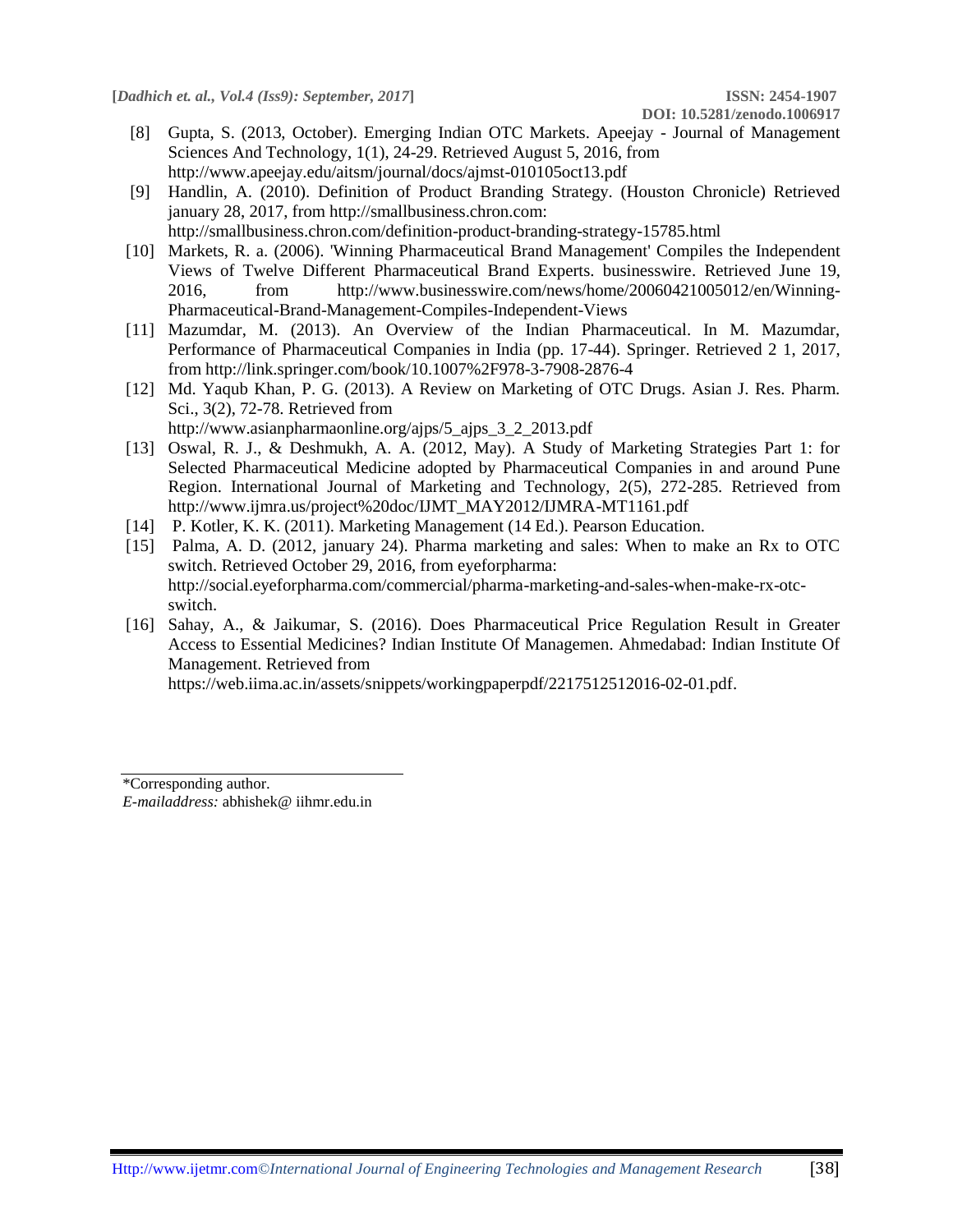[8] Gupta, S. (2013, October). Emerging Indian OTC Markets. Apeejay - Journal of Management Sciences And Technology, 1(1), 24-29. Retrieved August 5, 2016, from http://www.apeejay.edu/aitsm/journal/docs/ajmst-010105oct13.pdf

[9] Handlin, A. (2010). Definition of Product Branding Strategy. (Houston Chronicle) Retrieved january 28, 2017, from http://smallbusiness.chron.com: http://smallbusiness.chron.com/definition-product-branding-strategy-15785.html

[10] Markets, R. a. (2006). 'Winning Pharmaceutical Brand Management' Compiles the Independent Views of Twelve Different Pharmaceutical Brand Experts. businesswire. Retrieved June 19, 2016, from http://www.businesswire.com/news/home/20060421005012/en/Winning-Pharmaceutical-Brand-Management-Compiles-Independent-Views

[11] Mazumdar, M. (2013). An Overview of the Indian Pharmaceutical. In M. Mazumdar, Performance of Pharmaceutical Companies in India (pp. 17-44). Springer. Retrieved 2 1, 2017, from http://link.springer.com/book/10.1007%2F978-3-7908-2876-4

[12] Md. Yaqub Khan, P. G. (2013). A Review on Marketing of OTC Drugs. Asian J. Res. Pharm. Sci., 3(2), 72-78. Retrieved from http://www.asianpharmaonline.org/ajps/5_ajps_3_2_2013.pdf

[13] Oswal, R. J., & Deshmukh, A. A. (2012, May). A Study of Marketing Strategies Part 1: for Selected Pharmaceutical Medicine adopted by Pharmaceutical Companies in and around Pune Region. International Journal of Marketing and Technology, 2(5), 272-285. Retrieved from http://www.ijmra.us/project%20doc/IJMT_MAY2012/IJMRA-MT1161.pdf

[14] P. Kotler, K. K. (2011). Marketing Management (14 Ed.). Pearson Education.

[15] Palma, A. D. (2012, january 24). Pharma marketing and sales: When to make an Rx to OTC switch. Retrieved October 29, 2016, from eyeforpharma: http://social.eyeforpharma.com/commercial/pharma-marketing-and-sales-when-make-rx-otc-switch.

[16] Sahay, A., & Jaikumar, S. (2016). Does Pharmaceutical Price Regulation Result in Greater Access to Essential Medicines? Indian Institute Of Managemen. Ahmedabad: Indian Institute Of Management. Retrieved from https://web.iima.ac.in/assets/snippets/workingpaperpdf/2217512512016-02-01.pdf.

---

*Corresponding author.

*E-mailaddress:* abhishek@ iihmr.edu.in